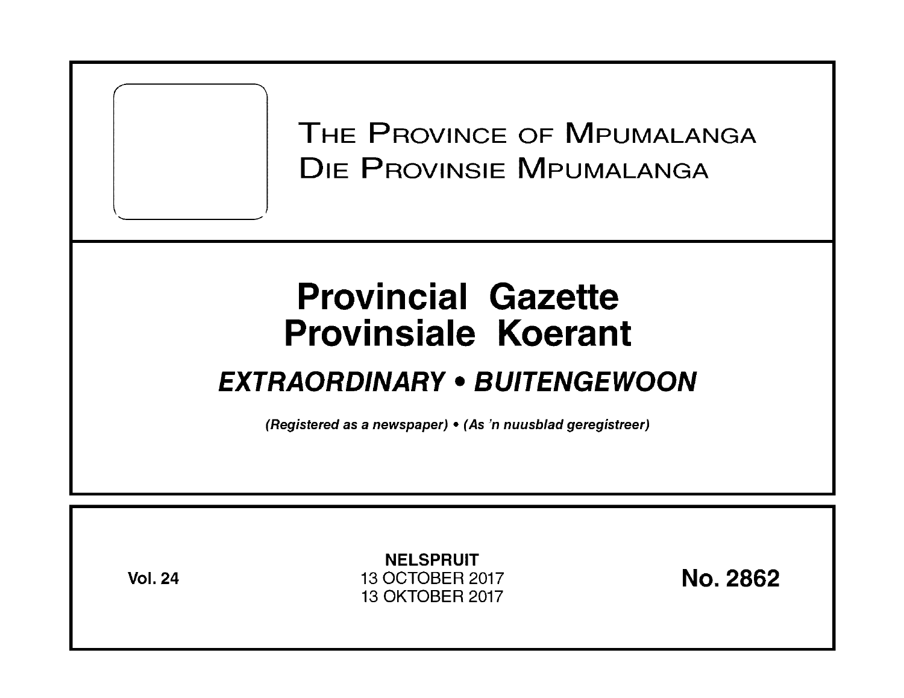# The Province of Mpumalanga
# Die Provinsie Mpumalanga

# Provincial Gazette
# Provinsiale Koerant

***EXTRAORDINARY • BUITENGEWOON***

*(Registered as a newspaper) • (As 'n nuusblad geregistreer)*

**Vol. 24**

**NELSPRUIT**
13 OCTOBER 2017
13 OKTOBER 2017

**No. 2862**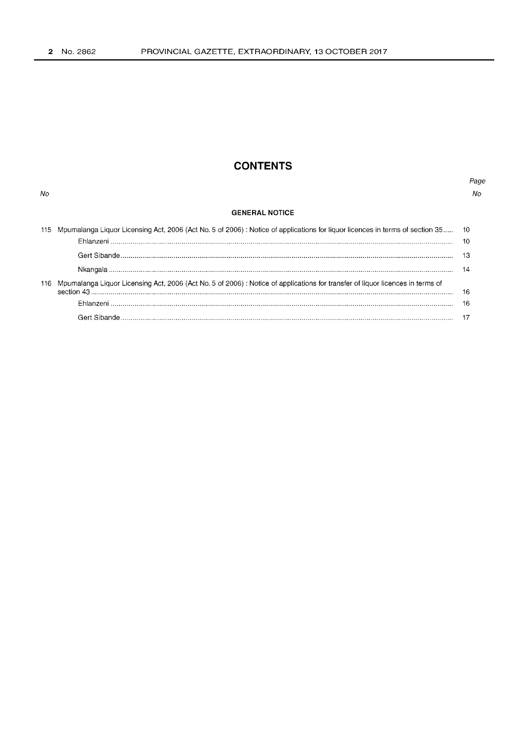# CONTENTS

| No | | Page No |
|---|---|---|
| | **GENERAL NOTICE** | |
| 115 | Mpumalanga Liquor Licensing Act, 2006 (Act No. 5 of 2006) : Notice of applications for liquor licences in terms of section 35 | 10 |
| | Ehlanzeni | 10 |
| | Gert Sibande | 13 |
| | Nkangala | 14 |
| 116 | Mpumalanga Liquor Licensing Act, 2006 (Act No. 5 of 2006) : Notice of applications for transfer of liquor licences in terms of section 43 | 16 |
| | Ehlanzeni | 16 |
| | Gert Sibande | 17 |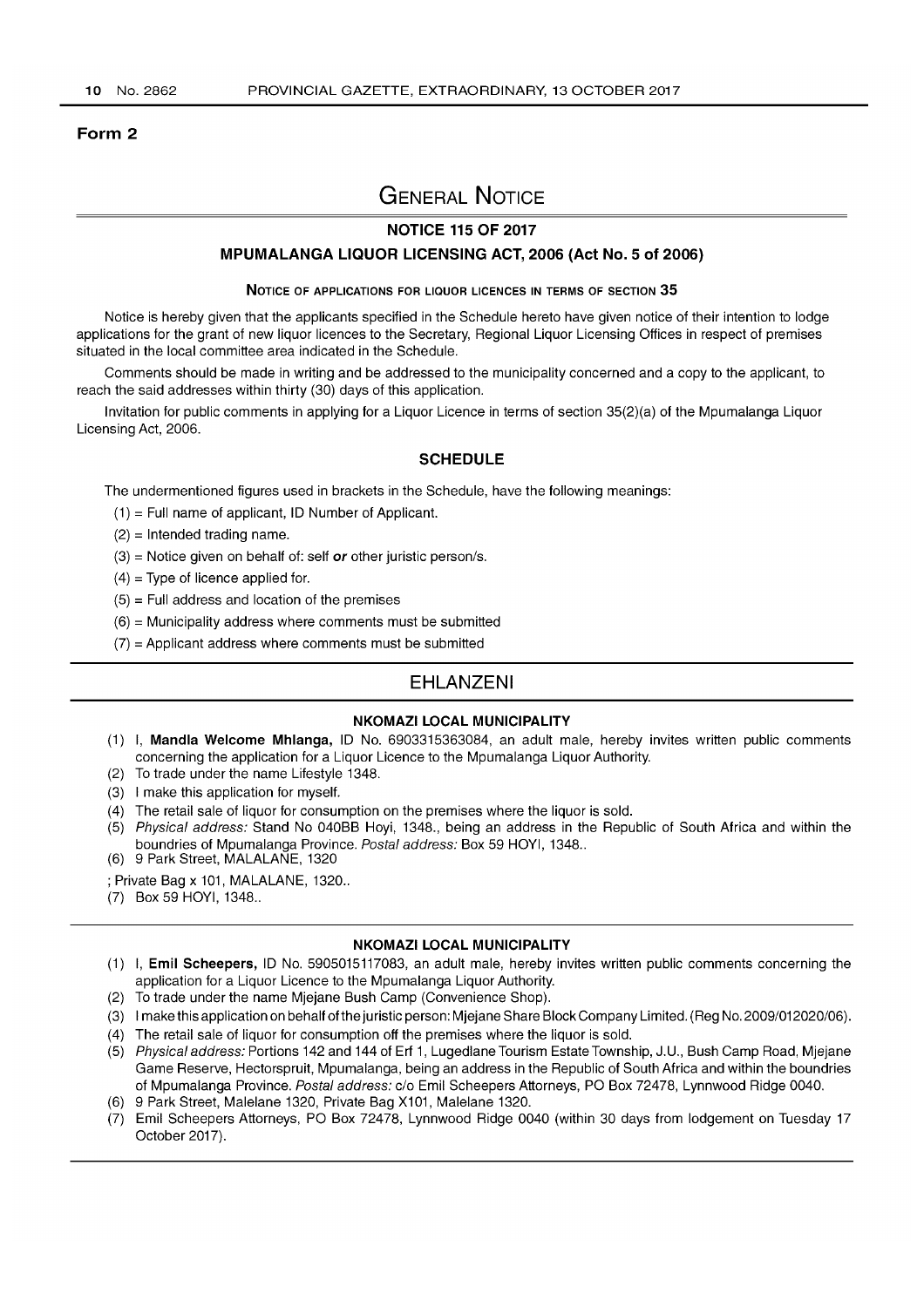**Form 2**

# GENERAL NOTICE

## NOTICE 115 OF 2017

## MPUMALANGA LIQUOR LICENSING ACT, 2006 (Act No. 5 of 2006)

### NOTICE OF APPLICATIONS FOR LIQUOR LICENCES IN TERMS OF SECTION 35

Notice is hereby given that the applicants specified in the Schedule hereto have given notice of their intention to lodge applications for the grant of new liquor licences to the Secretary, Regional Liquor Licensing Offices in respect of premises situated in the local committee area indicated in the Schedule.

Comments should be made in writing and be addressed to the municipality concerned and a copy to the applicant, to reach the said addresses within thirty (30) days of this application.

Invitation for public comments in applying for a Liquor Licence in terms of section 35(2)(a) of the Mpumalanga Liquor Licensing Act, 2006.

### SCHEDULE

The undermentioned figures used in brackets in the Schedule, have the following meanings:

(1) = Full name of applicant, ID Number of Applicant.
(2) = Intended trading name.
(3) = Notice given on behalf of: self ***or*** other juristic person/s.
(4) = Type of licence applied for.
(5) = Full address and location of the premises
(6) = Municipality address where comments must be submitted
(7) = Applicant address where comments must be submitted

## EHLANZENI

### NKOMAZI LOCAL MUNICIPALITY

(1) I, **Mandla Welcome Mhlanga,** ID No. 6903315363084, an adult male, hereby invites written public comments concerning the application for a Liquor Licence to the Mpumalanga Liquor Authority.
(2) To trade under the name Lifestyle 1348.
(3) I make this application for myself.
(4) The retail sale of liquor for consumption on the premises where the liquor is sold.
(5) *Physical address:* Stand No 040BB Hoyi, 1348., being an address in the Republic of South Africa and within the boundries of Mpumalanga Province. *Postal address:* Box 59 HOYI, 1348..
(6) 9 Park Street, MALALANE, 1320

; Private Bag x 101, MALALANE, 1320..
(7) Box 59 HOYI, 1348..

### NKOMAZI LOCAL MUNICIPALITY

(1) I, **Emil Scheepers,** ID No. 5905015117083, an adult male, hereby invites written public comments concerning the application for a Liquor Licence to the Mpumalanga Liquor Authority.
(2) To trade under the name Mjejane Bush Camp (Convenience Shop).
(3) I make this application on behalf of the juristic person: Mjejane Share Block Company Limited. (Reg No. 2009/012020/06).
(4) The retail sale of liquor for consumption off the premises where the liquor is sold.
(5) *Physical address:* Portions 142 and 144 of Erf 1, Lugedlane Tourism Estate Township, J.U., Bush Camp Road, Mjejane Game Reserve, Hectorspruit, Mpumalanga, being an address in the Republic of South Africa and within the boundries of Mpumalanga Province. *Postal address:* c/o Emil Scheepers Attorneys, PO Box 72478, Lynnwood Ridge 0040.
(6) 9 Park Street, Malelane 1320, Private Bag X101, Malelane 1320.
(7) Emil Scheepers Attorneys, PO Box 72478, Lynnwood Ridge 0040 (within 30 days from lodgement on Tuesday 17 October 2017).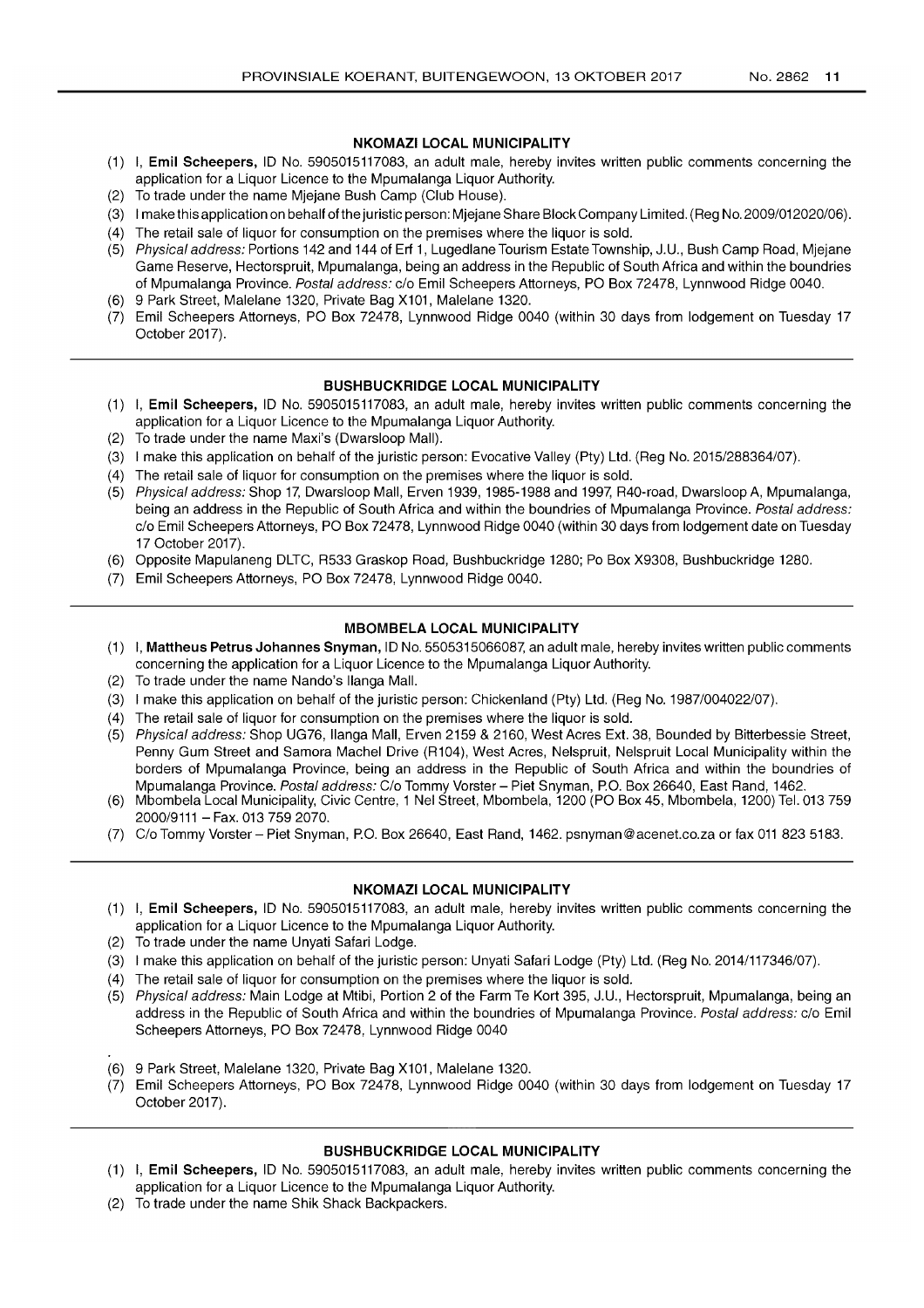### NKOMAZI LOCAL MUNICIPALITY

(1) I, **Emil Scheepers,** ID No. 5905015117083, an adult male, hereby invites written public comments concerning the application for a Liquor Licence to the Mpumalanga Liquor Authority.
(2) To trade under the name Mjejane Bush Camp (Club House).
(3) I make this application on behalf of the juristic person: Mjejane Share Block Company Limited. (Reg No. 2009/012020/06).
(4) The retail sale of liquor for consumption on the premises where the liquor is sold.
(5) *Physical address:* Portions 142 and 144 of Erf 1, Lugedlane Tourism Estate Township, J.U., Bush Camp Road, Mjejane Game Reserve, Hectorspruit, Mpumalanga, being an address in the Republic of South Africa and within the boundries of Mpumalanga Province. *Postal address:* c/o Emil Scheepers Attorneys, PO Box 72478, Lynnwood Ridge 0040.
(6) 9 Park Street, Malelane 1320, Private Bag X101, Malelane 1320.
(7) Emil Scheepers Attorneys, PO Box 72478, Lynnwood Ridge 0040 (within 30 days from lodgement on Tuesday 17 October 2017).

---

### BUSHBUCKRIDGE LOCAL MUNICIPALITY

(1) I, **Emil Scheepers,** ID No. 5905015117083, an adult male, hereby invites written public comments concerning the application for a Liquor Licence to the Mpumalanga Liquor Authority.
(2) To trade under the name Maxi's (Dwarsloop Mall).
(3) I make this application on behalf of the juristic person: Evocative Valley (Pty) Ltd. (Reg No. 2015/288364/07).
(4) The retail sale of liquor for consumption on the premises where the liquor is sold.
(5) *Physical address:* Shop 17, Dwarsloop Mall, Erven 1939, 1985-1988 and 1997, R40-road, Dwarsloop A, Mpumalanga, being an address in the Republic of South Africa and within the boundries of Mpumalanga Province. *Postal address:* c/o Emil Scheepers Attorneys, PO Box 72478, Lynnwood Ridge 0040 (within 30 days from lodgement date on Tuesday 17 October 2017).
(6) Opposite Mapulaneng DLTC, R533 Graskop Road, Bushbuckridge 1280; Po Box X9308, Bushbuckridge 1280.
(7) Emil Scheepers Attorneys, PO Box 72478, Lynnwood Ridge 0040.

---

### MBOMBELA LOCAL MUNICIPALITY

(1) I, **Mattheus Petrus Johannes Snyman,** ID No. 5505315066087, an adult male, hereby invites written public comments concerning the application for a Liquor Licence to the Mpumalanga Liquor Authority.
(2) To trade under the name Nando's Ilanga Mall.
(3) I make this application on behalf of the juristic person: Chickenland (Pty) Ltd. (Reg No. 1987/004022/07).
(4) The retail sale of liquor for consumption on the premises where the liquor is sold.
(5) *Physical address:* Shop UG76, Ilanga Mall, Erven 2159 & 2160, West Acres Ext. 38, Bounded by Bitterbessie Street, Penny Gum Street and Samora Machel Drive (R104), West Acres, Nelspruit, Nelspruit Local Municipality within the borders of Mpumalanga Province, being an address in the Republic of South Africa and within the boundries of Mpumalanga Province. *Postal address:* C/o Tommy Vorster – Piet Snyman, P.O. Box 26640, East Rand, 1462.
(6) Mbombela Local Municipality, Civic Centre, 1 Nel Street, Mbombela, 1200 (PO Box 45, Mbombela, 1200) Tel. 013 759 2000/9111 – Fax. 013 759 2070.
(7) C/o Tommy Vorster – Piet Snyman, P.O. Box 26640, East Rand, 1462. psnyman@acenet.co.za or fax 011 823 5183.

---

### NKOMAZI LOCAL MUNICIPALITY

(1) I, **Emil Scheepers,** ID No. 5905015117083, an adult male, hereby invites written public comments concerning the application for a Liquor Licence to the Mpumalanga Liquor Authority.
(2) To trade under the name Unyati Safari Lodge.
(3) I make this application on behalf of the juristic person: Unyati Safari Lodge (Pty) Ltd. (Reg No. 2014/117346/07).
(4) The retail sale of liquor for consumption on the premises where the liquor is sold.
(5) *Physical address:* Main Lodge at Mtibi, Portion 2 of the Farm Te Kort 395, J.U., Hectorspruit, Mpumalanga, being an address in the Republic of South Africa and within the boundries of Mpumalanga Province. *Postal address:* c/o Emil Scheepers Attorneys, PO Box 72478, Lynnwood Ridge 0040
(6) 9 Park Street, Malelane 1320, Private Bag X101, Malelane 1320.
(7) Emil Scheepers Attorneys, PO Box 72478, Lynnwood Ridge 0040 (within 30 days from lodgement on Tuesday 17 October 2017).

---

### BUSHBUCKRIDGE LOCAL MUNICIPALITY

(1) I, **Emil Scheepers,** ID No. 5905015117083, an adult male, hereby invites written public comments concerning the application for a Liquor Licence to the Mpumalanga Liquor Authority.
(2) To trade under the name Shik Shack Backpackers.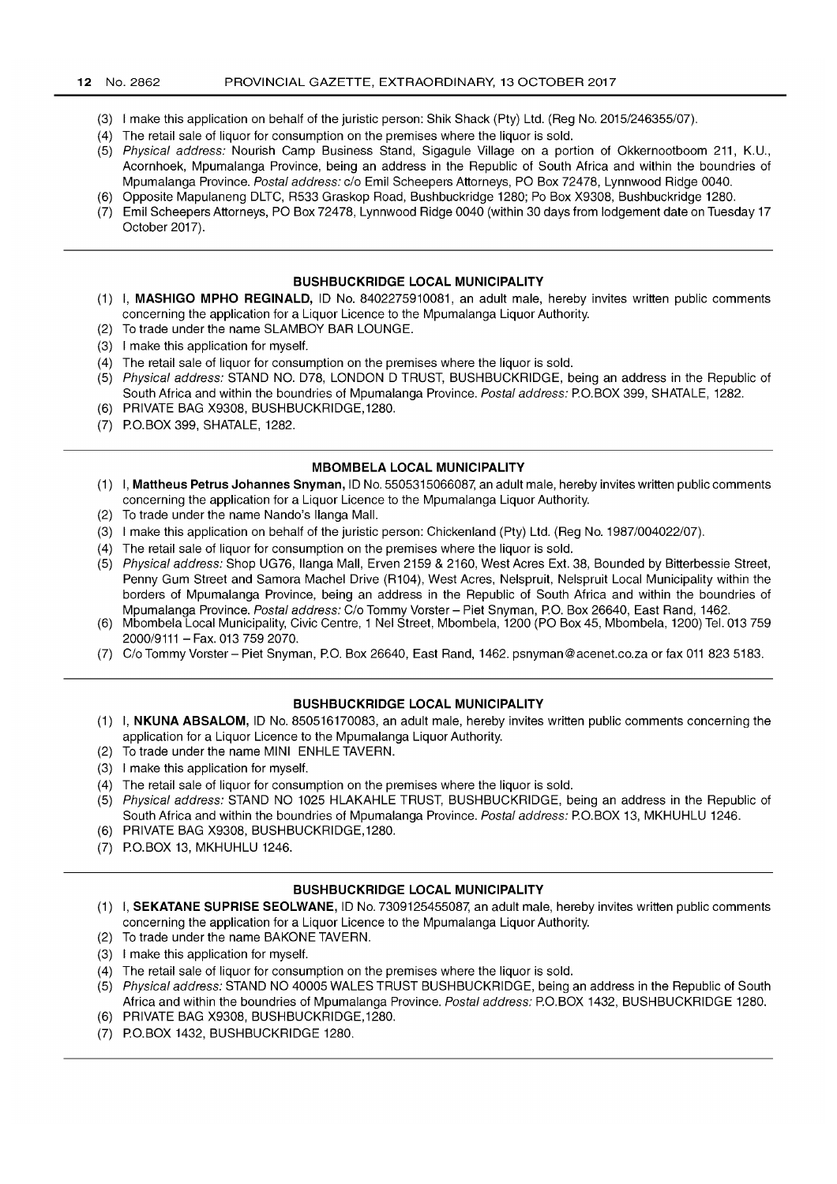(3) I make this application on behalf of the juristic person: Shik Shack (Pty) Ltd. (Reg No. 2015/246355/07).
(4) The retail sale of liquor for consumption on the premises where the liquor is sold.
(5) *Physical address:* Nourish Camp Business Stand, Sigagule Village on a portion of Okkernootboom 211, K.U., Acornhoek, Mpumalanga Province, being an address in the Republic of South Africa and within the boundries of Mpumalanga Province. *Postal address:* c/o Emil Scheepers Attorneys, PO Box 72478, Lynnwood Ridge 0040.
(6) Opposite Mapulaneng DLTC, R533 Graskop Road, Bushbuckridge 1280; Po Box X9308, Bushbuckridge 1280.
(7) Emil Scheepers Attorneys, PO Box 72478, Lynnwood Ridge 0040 (within 30 days from lodgement date on Tuesday 17 October 2017).

---

### BUSHBUCKRIDGE LOCAL MUNICIPALITY

(1) I, **MASHIGO MPHO REGINALD,** ID No. 8402275910081, an adult male, hereby invites written public comments concerning the application for a Liquor Licence to the Mpumalanga Liquor Authority.
(2) To trade under the name SLAMBOY BAR LOUNGE.
(3) I make this application for myself.
(4) The retail sale of liquor for consumption on the premises where the liquor is sold.
(5) *Physical address:* STAND NO. D78, LONDON D TRUST, BUSHBUCKRIDGE, being an address in the Republic of South Africa and within the boundries of Mpumalanga Province. *Postal address:* P.O.BOX 399, SHATALE, 1282.
(6) PRIVATE BAG X9308, BUSHBUCKRIDGE,1280.
(7) P.O.BOX 399, SHATALE, 1282.

---

### MBOMBELA LOCAL MUNICIPALITY

(1) I, **Mattheus Petrus Johannes Snyman,** ID No. 5505315066087, an adult male, hereby invites written public comments concerning the application for a Liquor Licence to the Mpumalanga Liquor Authority.
(2) To trade under the name Nando's Ilanga Mall.
(3) I make this application on behalf of the juristic person: Chickenland (Pty) Ltd. (Reg No. 1987/004022/07).
(4) The retail sale of liquor for consumption on the premises where the liquor is sold.
(5) *Physical address:* Shop UG76, Ilanga Mall, Erven 2159 & 2160, West Acres Ext. 38, Bounded by Bitterbessie Street, Penny Gum Street and Samora Machel Drive (R104), West Acres, Nelspruit, Nelspruit Local Municipality within the borders of Mpumalanga Province, being an address in the Republic of South Africa and within the boundries of Mpumalanga Province. *Postal address:* C/o Tommy Vorster – Piet Snyman, P.O. Box 26640, East Rand, 1462.
(6) Mbombela Local Municipality, Civic Centre, 1 Nel Street, Mbombela, 1200 (PO Box 45, Mbombela, 1200) Tel. 013 759 2000/9111 – Fax. 013 759 2070.
(7) C/o Tommy Vorster – Piet Snyman, P.O. Box 26640, East Rand, 1462. psnyman@acenet.co.za or fax 011 823 5183.

---

### BUSHBUCKRIDGE LOCAL MUNICIPALITY

(1) I, **NKUNA ABSALOM,** ID No. 850516170083, an adult male, hereby invites written public comments concerning the application for a Liquor Licence to the Mpumalanga Liquor Authority.
(2) To trade under the name MINI ENHLE TAVERN.
(3) I make this application for myself.
(4) The retail sale of liquor for consumption on the premises where the liquor is sold.
(5) *Physical address:* STAND NO 1025 HLAKAHLE TRUST, BUSHBUCKRIDGE, being an address in the Republic of South Africa and within the boundries of Mpumalanga Province. *Postal address:* P.O.BOX 13, MKHUHLU 1246.
(6) PRIVATE BAG X9308, BUSHBUCKRIDGE,1280.
(7) P.O.BOX 13, MKHUHLU 1246.

---

### BUSHBUCKRIDGE LOCAL MUNICIPALITY

(1) I, **SEKATANE SUPRISE SEOLWANE,** ID No. 7309125455087, an adult male, hereby invites written public comments concerning the application for a Liquor Licence to the Mpumalanga Liquor Authority.
(2) To trade under the name BAKONE TAVERN.
(3) I make this application for myself.
(4) The retail sale of liquor for consumption on the premises where the liquor is sold.
(5) *Physical address:* STAND NO 40005 WALES TRUST BUSHBUCKRIDGE, being an address in the Republic of South Africa and within the boundries of Mpumalanga Province. *Postal address:* P.O.BOX 1432, BUSHBUCKRIDGE 1280.
(6) PRIVATE BAG X9308, BUSHBUCKRIDGE,1280.
(7) P.O.BOX 1432, BUSHBUCKRIDGE 1280.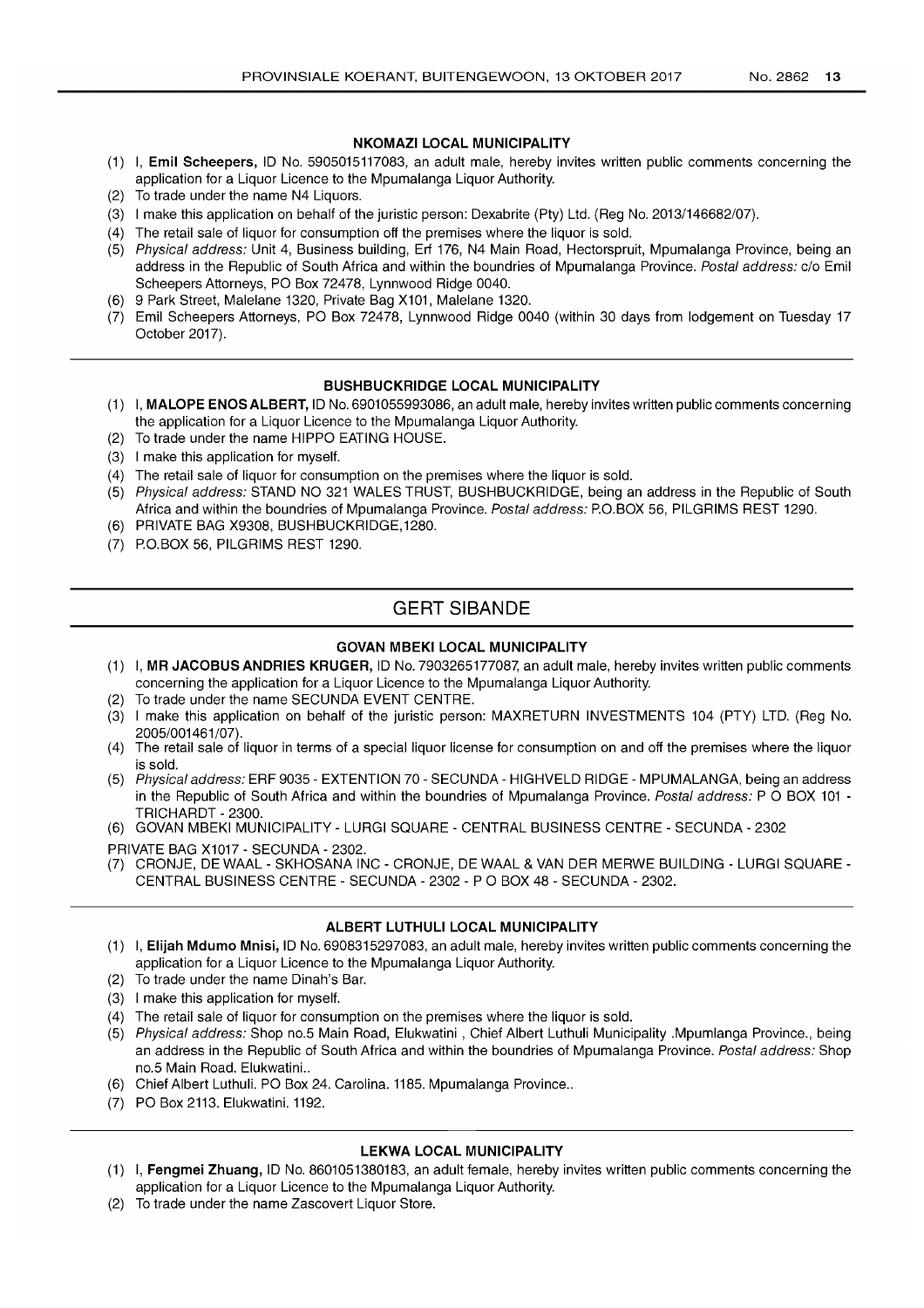### NKOMAZI LOCAL MUNICIPALITY

(1) I, **Emil Scheepers,** ID No. 5905015117083, an adult male, hereby invites written public comments concerning the application for a Liquor Licence to the Mpumalanga Liquor Authority.
(2) To trade under the name N4 Liquors.
(3) I make this application on behalf of the juristic person: Dexabrite (Pty) Ltd. (Reg No. 2013/146682/07).
(4) The retail sale of liquor for consumption off the premises where the liquor is sold.
(5) *Physical address:* Unit 4, Business building, Erf 176, N4 Main Road, Hectorspruit, Mpumalanga Province, being an address in the Republic of South Africa and within the boundries of Mpumalanga Province. *Postal address:* c/o Emil Scheepers Attorneys, PO Box 72478, Lynnwood Ridge 0040.
(6) 9 Park Street, Malelane 1320, Private Bag X101, Malelane 1320.
(7) Emil Scheepers Attorneys, PO Box 72478, Lynnwood Ridge 0040 (within 30 days from lodgement on Tuesday 17 October 2017).

### BUSHBUCKRIDGE LOCAL MUNICIPALITY

(1) I, **MALOPE ENOS ALBERT,** ID No. 6901055993086, an adult male, hereby invites written public comments concerning the application for a Liquor Licence to the Mpumalanga Liquor Authority.
(2) To trade under the name HIPPO EATING HOUSE.
(3) I make this application for myself.
(4) The retail sale of liquor for consumption on the premises where the liquor is sold.
(5) *Physical address:* STAND NO 321 WALES TRUST, BUSHBUCKRIDGE, being an address in the Republic of South Africa and within the boundries of Mpumalanga Province. *Postal address:* P.O.BOX 56, PILGRIMS REST 1290.
(6) PRIVATE BAG X9308, BUSHBUCKRIDGE,1280.
(7) P.O.BOX 56, PILGRIMS REST 1290.

## GERT SIBANDE

### GOVAN MBEKI LOCAL MUNICIPALITY

(1) I, **MR JACOBUS ANDRIES KRUGER,** ID No. 7903265177087, an adult male, hereby invites written public comments concerning the application for a Liquor Licence to the Mpumalanga Liquor Authority.
(2) To trade under the name SECUNDA EVENT CENTRE.
(3) I make this application on behalf of the juristic person: MAXRETURN INVESTMENTS 104 (PTY) LTD. (Reg No. 2005/001461/07).
(4) The retail sale of liquor in terms of a special liquor license for consumption on and off the premises where the liquor is sold.
(5) *Physical address:* ERF 9035 - EXTENTION 70 - SECUNDA - HIGHVELD RIDGE - MPUMALANGA, being an address in the Republic of South Africa and within the boundries of Mpumalanga Province. *Postal address:* P O BOX 101 - TRICHARDT - 2300.
(6) GOVAN MBEKI MUNICIPALITY - LURGI SQUARE - CENTRAL BUSINESS CENTRE - SECUNDA - 2302

PRIVATE BAG X1017 - SECUNDA - 2302.

(7) CRONJE, DE WAAL - SKHOSANA INC - CRONJE, DE WAAL & VAN DER MERWE BUILDING - LURGI SQUARE - CENTRAL BUSINESS CENTRE - SECUNDA - 2302 - P O BOX 48 - SECUNDA - 2302.

### ALBERT LUTHULI LOCAL MUNICIPALITY

(1) I, **Elijah Mdumo Mnisi,** ID No. 6908315297083, an adult male, hereby invites written public comments concerning the application for a Liquor Licence to the Mpumalanga Liquor Authority.
(2) To trade under the name Dinah's Bar.
(3) I make this application for myself.
(4) The retail sale of liquor for consumption on the premises where the liquor is sold.
(5) *Physical address:* Shop no.5 Main Road, Elukwatini , Chief Albert Luthuli Municipality .Mpumlanga Province., being an address in the Republic of South Africa and within the boundries of Mpumalanga Province. *Postal address:* Shop no.5 Main Road. Elukwatini..
(6) Chief Albert Luthuli. PO Box 24. Carolina. 1185. Mpumalanga Province..
(7) PO Box 2113. Elukwatini. 1192.

### LEKWA LOCAL MUNICIPALITY

(1) I, **Fengmei Zhuang,** ID No. 8601051380183, an adult female, hereby invites written public comments concerning the application for a Liquor Licence to the Mpumalanga Liquor Authority.
(2) To trade under the name Zascovert Liquor Store.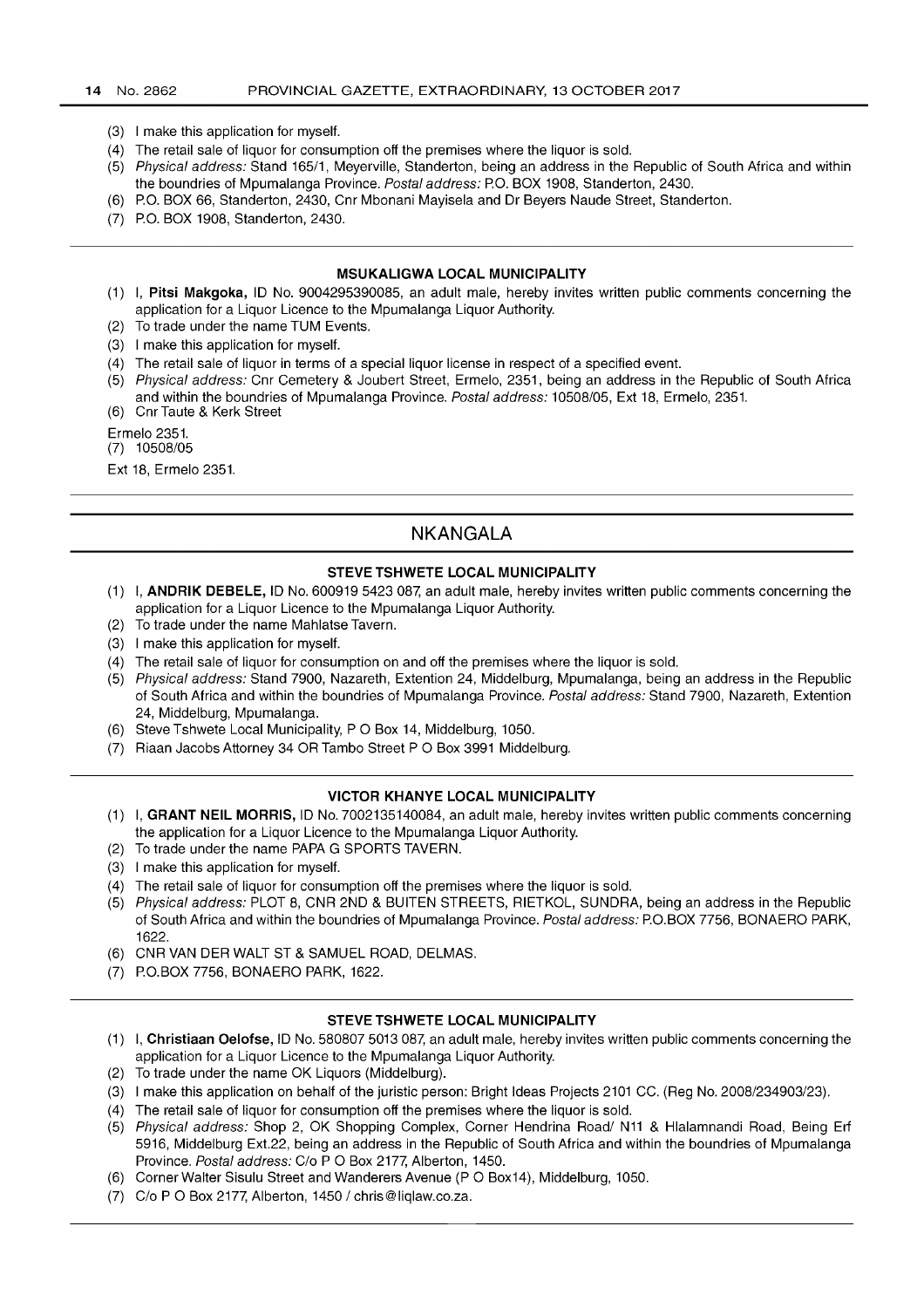(3) I make this application for myself.
(4) The retail sale of liquor for consumption off the premises where the liquor is sold.
(5) *Physical address:* Stand 165/1, Meyerville, Standerton, being an address in the Republic of South Africa and within the boundries of Mpumalanga Province. *Postal address:* P.O. BOX 1908, Standerton, 2430.
(6) P.O. BOX 66, Standerton, 2430, Cnr Mbonani Mayisela and Dr Beyers Naude Street, Standerton.
(7) P.O. BOX 1908, Standerton, 2430.

---

### MSUKALIGWA LOCAL MUNICIPALITY

(1) I, **Pitsi Makgoka,** ID No. 9004295390085, an adult male, hereby invites written public comments concerning the application for a Liquor Licence to the Mpumalanga Liquor Authority.
(2) To trade under the name TUM Events.
(3) I make this application for myself.
(4) The retail sale of liquor in terms of a special liquor license in respect of a specified event.
(5) *Physical address:* Cnr Cemetery & Joubert Street, Ermelo, 2351, being an address in the Republic of South Africa and within the boundries of Mpumalanga Province. *Postal address:* 10508/05, Ext 18, Ermelo, 2351.
(6) Cnr Taute & Kerk Street

Ermelo 2351.

(7) 10508/05

Ext 18, Ermelo 2351.

---

## NKANGALA

### STEVE TSHWETE LOCAL MUNICIPALITY

(1) I, **ANDRIK DEBELE,** ID No. 600919 5423 087, an adult male, hereby invites written public comments concerning the application for a Liquor Licence to the Mpumalanga Liquor Authority.
(2) To trade under the name Mahlatse Tavern.
(3) I make this application for myself.
(4) The retail sale of liquor for consumption on and off the premises where the liquor is sold.
(5) *Physical address:* Stand 7900, Nazareth, Extention 24, Middelburg, Mpumalanga, being an address in the Republic of South Africa and within the boundries of Mpumalanga Province. *Postal address:* Stand 7900, Nazareth, Extention 24, Middelburg, Mpumalanga.
(6) Steve Tshwete Local Municipality, P O Box 14, Middelburg, 1050.
(7) Riaan Jacobs Attorney 34 OR Tambo Street P O Box 3991 Middelburg.

---

### VICTOR KHANYE LOCAL MUNICIPALITY

(1) I, **GRANT NEIL MORRIS,** ID No. 7002135140084, an adult male, hereby invites written public comments concerning the application for a Liquor Licence to the Mpumalanga Liquor Authority.
(2) To trade under the name PAPA G SPORTS TAVERN.
(3) I make this application for myself.
(4) The retail sale of liquor for consumption off the premises where the liquor is sold.
(5) *Physical address:* PLOT 8, CNR 2ND & BUITEN STREETS, RIETKOL, SUNDRA, being an address in the Republic of South Africa and within the boundries of Mpumalanga Province. *Postal address:* P.O.BOX 7756, BONAERO PARK, 1622.
(6) CNR VAN DER WALT ST & SAMUEL ROAD, DELMAS.
(7) P.O.BOX 7756, BONAERO PARK, 1622.

---

### STEVE TSHWETE LOCAL MUNICIPALITY

(1) I, **Christiaan Oelofse,** ID No. 580807 5013 087, an adult male, hereby invites written public comments concerning the application for a Liquor Licence to the Mpumalanga Liquor Authority.
(2) To trade under the name OK Liquors (Middelburg).
(3) I make this application on behalf of the juristic person: Bright Ideas Projects 2101 CC. (Reg No. 2008/234903/23).
(4) The retail sale of liquor for consumption off the premises where the liquor is sold.
(5) *Physical address:* Shop 2, OK Shopping Complex, Corner Hendrina Road/ N11 & Hlalamnandi Road, Being Erf 5916, Middelburg Ext.22, being an address in the Republic of South Africa and within the boundries of Mpumalanga Province. *Postal address:* C/o P O Box 2177, Alberton, 1450.
(6) Corner Walter Sisulu Street and Wanderers Avenue (P O Box14), Middelburg, 1050.
(7) C/o P O Box 2177, Alberton, 1450 / chris@liqlaw.co.za.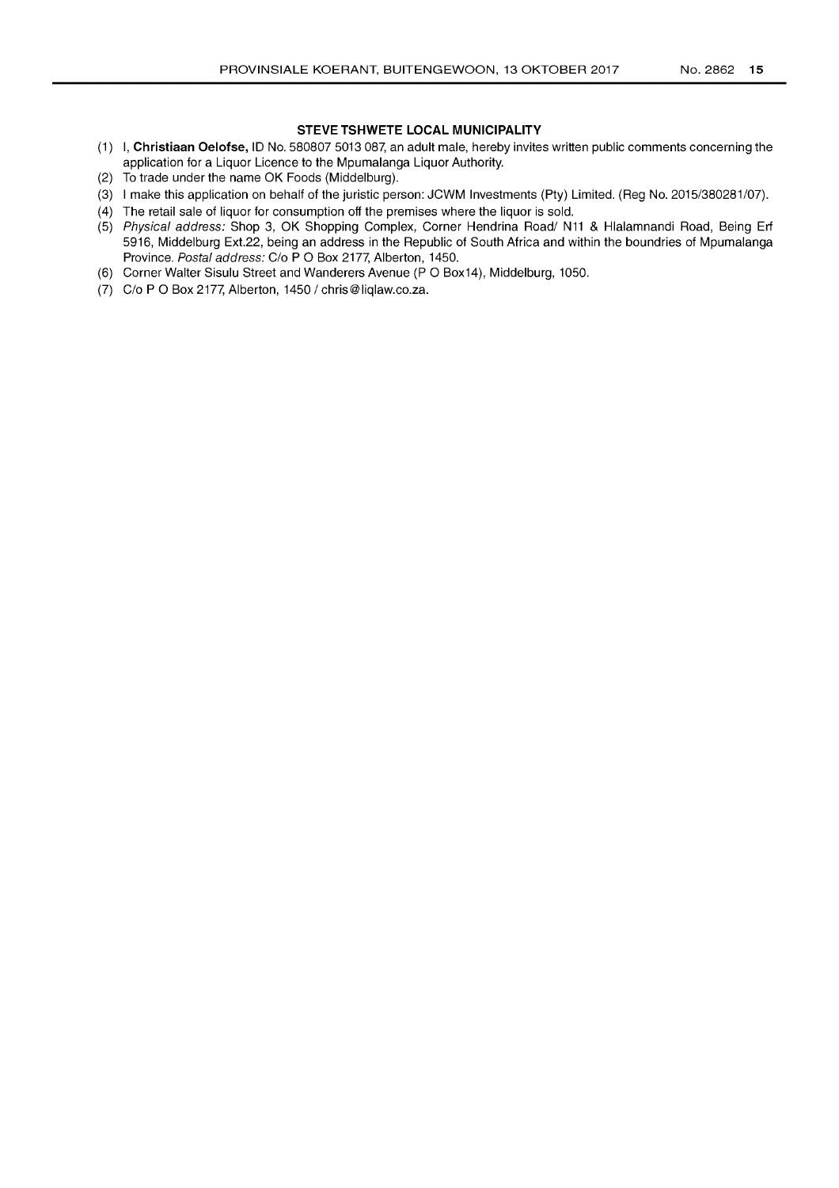## STEVE TSHWETE LOCAL MUNICIPALITY

(1) I, **Christiaan Oelofse,** ID No. 580807 5013 087, an adult male, hereby invites written public comments concerning the application for a Liquor Licence to the Mpumalanga Liquor Authority.

(2) To trade under the name OK Foods (Middelburg).

(3) I make this application on behalf of the juristic person: JCWM Investments (Pty) Limited. (Reg No. 2015/380281/07).

(4) The retail sale of liquor for consumption off the premises where the liquor is sold.

(5) *Physical address:* Shop 3, OK Shopping Complex, Corner Hendrina Road/ N11 & Hlalamnandi Road, Being Erf 5916, Middelburg Ext.22, being an address in the Republic of South Africa and within the boundries of Mpumalanga Province. *Postal address:* C/o P O Box 2177, Alberton, 1450.

(6) Corner Walter Sisulu Street and Wanderers Avenue (P O Box14), Middelburg, 1050.

(7) C/o P O Box 2177, Alberton, 1450 / chris@liqlaw.co.za.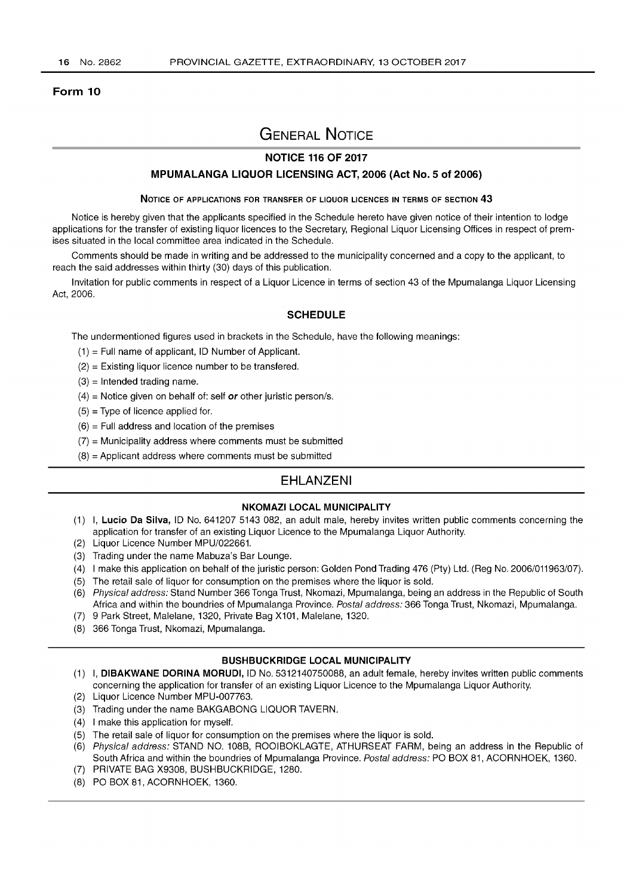**Form 10**

# GENERAL NOTICE

## NOTICE 116 OF 2017

## MPUMALANGA LIQUOR LICENSING ACT, 2006 (Act No. 5 of 2006)

### NOTICE OF APPLICATIONS FOR TRANSFER OF LIQUOR LICENCES IN TERMS OF SECTION 43

Notice is hereby given that the applicants specified in the Schedule hereto have given notice of their intention to lodge applications for the transfer of existing liquor licences to the Secretary, Regional Liquor Licensing Offices in respect of premises situated in the local committee area indicated in the Schedule.

Comments should be made in writing and be addressed to the municipality concerned and a copy to the applicant, to reach the said addresses within thirty (30) days of this publication.

Invitation for public comments in respect of a Liquor Licence in terms of section 43 of the Mpumalanga Liquor Licensing Act, 2006.

### SCHEDULE

The undermentioned figures used in brackets in the Schedule, have the following meanings:

(1) = Full name of applicant, ID Number of Applicant.
(2) = Existing liquor licence number to be transfered.
(3) = Intended trading name.
(4) = Notice given on behalf of: self ***or*** other juristic person/s.
(5) = Type of licence applied for.
(6) = Full address and location of the premises
(7) = Municipality address where comments must be submitted
(8) = Applicant address where comments must be submitted

## EHLANZENI

### NKOMAZI LOCAL MUNICIPALITY

(1) I, **Lucio Da Silva,** ID No. 641207 5143 082, an adult male, hereby invites written public comments concerning the application for transfer of an existing Liquor Licence to the Mpumalanga Liquor Authority.
(2) Liquor Licence Number MPU/022661.
(3) Trading under the name Mabuza's Bar Lounge.
(4) I make this application on behalf of the juristic person: Golden Pond Trading 476 (Pty) Ltd. (Reg No. 2006/011963/07).
(5) The retail sale of liquor for consumption on the premises where the liquor is sold.
(6) *Physical address:* Stand Number 366 Tonga Trust, Nkomazi, Mpumalanga, being an address in the Republic of South Africa and within the boundries of Mpumalanga Province. *Postal address:* 366 Tonga Trust, Nkomazi, Mpumalanga.
(7) 9 Park Street, Malelane, 1320, Private Bag X101, Malelane, 1320.
(8) 366 Tonga Trust, Nkomazi, Mpumalanga.

### BUSHBUCKRIDGE LOCAL MUNICIPALITY

(1) I, **DIBAKWANE DORINA MORUDI,** ID No. 5312140750088, an adult female, hereby invites written public comments concerning the application for transfer of an existing Liquor Licence to the Mpumalanga Liquor Authority.
(2) Liquor Licence Number MPU-007763.
(3) Trading under the name BAKGABONG LIQUOR TAVERN.
(4) I make this application for myself.
(5) The retail sale of liquor for consumption on the premises where the liquor is sold.
(6) *Physical address:* STAND NO. 108B, ROOIBOKLAGTE, ATHURSEAT FARM, being an address in the Republic of South Africa and within the boundries of Mpumalanga Province. *Postal address:* PO BOX 81, ACORNHOEK, 1360.
(7) PRIVATE BAG X9308, BUSHBUCKRIDGE, 1280.
(8) PO BOX 81, ACORNHOEK, 1360.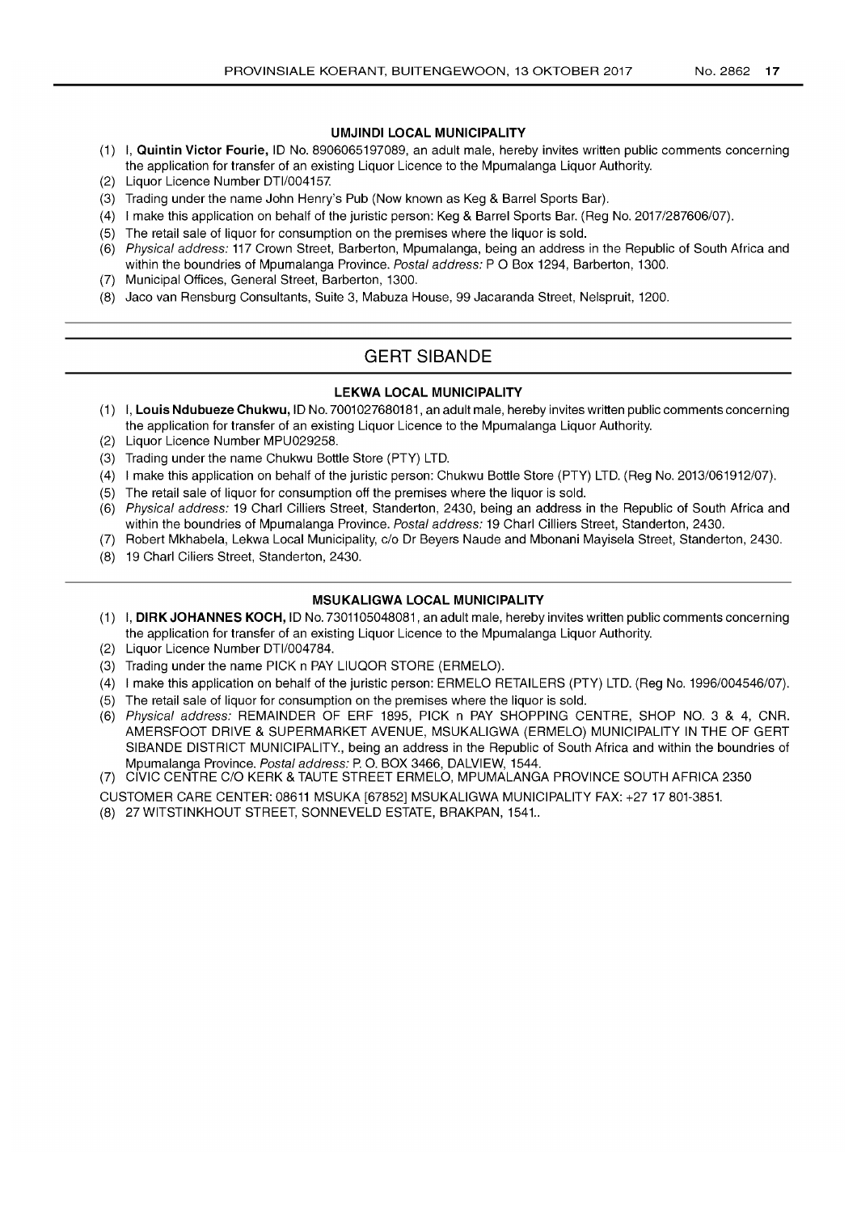### UMJINDI LOCAL MUNICIPALITY

(1) I, **Quintin Victor Fourie,** ID No. 8906065197089, an adult male, hereby invites written public comments concerning the application for transfer of an existing Liquor Licence to the Mpumalanga Liquor Authority.
(2) Liquor Licence Number DTI/004157.
(3) Trading under the name John Henry's Pub (Now known as Keg & Barrel Sports Bar).
(4) I make this application on behalf of the juristic person: Keg & Barrel Sports Bar. (Reg No. 2017/287606/07).
(5) The retail sale of liquor for consumption on the premises where the liquor is sold.
(6) *Physical address:* 117 Crown Street, Barberton, Mpumalanga, being an address in the Republic of South Africa and within the boundries of Mpumalanga Province. *Postal address:* P O Box 1294, Barberton, 1300.
(7) Municipal Offices, General Street, Barberton, 1300.
(8) Jaco van Rensburg Consultants, Suite 3, Mabuza House, 99 Jacaranda Street, Nelspruit, 1200.

## GERT SIBANDE

### LEKWA LOCAL MUNICIPALITY

(1) I, **Louis Ndubueze Chukwu,** ID No. 7001027680181, an adult male, hereby invites written public comments concerning the application for transfer of an existing Liquor Licence to the Mpumalanga Liquor Authority.
(2) Liquor Licence Number MPU029258.
(3) Trading under the name Chukwu Bottle Store (PTY) LTD.
(4) I make this application on behalf of the juristic person: Chukwu Bottle Store (PTY) LTD. (Reg No. 2013/061912/07).
(5) The retail sale of liquor for consumption off the premises where the liquor is sold.
(6) *Physical address:* 19 Charl Cilliers Street, Standerton, 2430, being an address in the Republic of South Africa and within the boundries of Mpumalanga Province. *Postal address:* 19 Charl Cilliers Street, Standerton, 2430.
(7) Robert Mkhabela, Lekwa Local Municipality, c/o Dr Beyers Naude and Mbonani Mayisela Street, Standerton, 2430.
(8) 19 Charl Ciliers Street, Standerton, 2430.

### MSUKALIGWA LOCAL MUNICIPALITY

(1) I, **DIRK JOHANNES KOCH,** ID No. 7301105048081, an adult male, hereby invites written public comments concerning the application for transfer of an existing Liquor Licence to the Mpumalanga Liquor Authority.
(2) Liquor Licence Number DTI/004784.
(3) Trading under the name PICK n PAY LIUQOR STORE (ERMELO).
(4) I make this application on behalf of the juristic person: ERMELO RETAILERS (PTY) LTD. (Reg No. 1996/004546/07).
(5) The retail sale of liquor for consumption on the premises where the liquor is sold.
(6) *Physical address:* REMAINDER OF ERF 1895, PICK n PAY SHOPPING CENTRE, SHOP NO. 3 & 4, CNR. AMERSFOOT DRIVE & SUPERMARKET AVENUE, MSUKALIGWA (ERMELO) MUNICIPALITY IN THE OF GERT SIBANDE DISTRICT MUNICIPALITY., being an address in the Republic of South Africa and within the boundries of Mpumalanga Province. *Postal address:* P. O. BOX 3466, DALVIEW, 1544.
(7) CIVIC CENTRE C/O KERK & TAUTE STREET ERMELO, MPUMALANGA PROVINCE SOUTH AFRICA 2350

CUSTOMER CARE CENTER: 08611 MSUKA [67852] MSUKALIGWA MUNICIPALITY FAX: +27 17 801-3851.

(8) 27 WITSTINKHOUT STREET, SONNEVELD ESTATE, BRAKPAN, 1541..